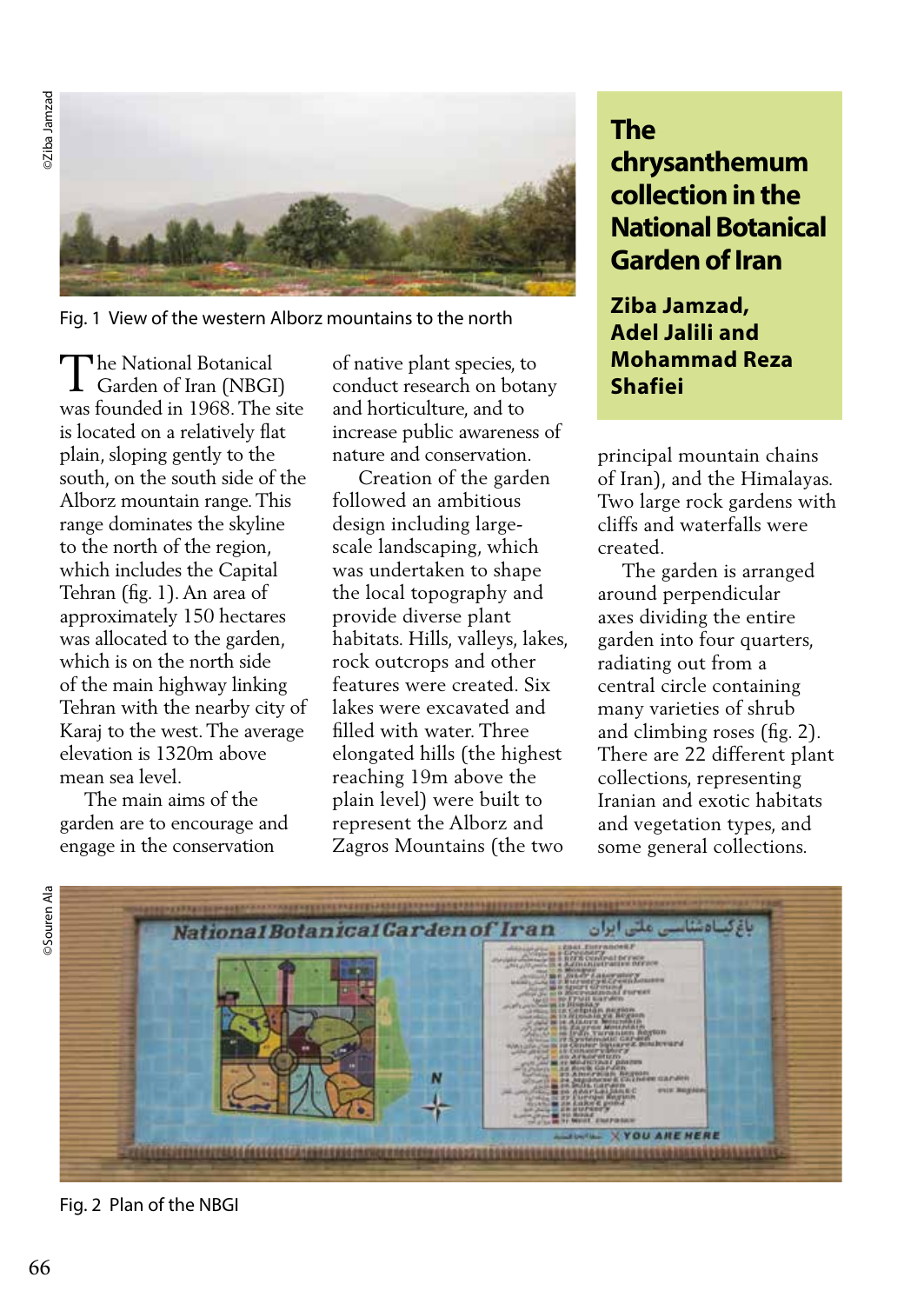# The chrysanthemum collection in the National Botanical Garden of Iran

**Ziba Jamzad, Adel Jalili and Mohammad Reza Shafiei**

Fig. 1 View of the western Alborz mountains to the north

The National Botanical Garden of Iran (NBGI) was founded in 1968. The site is located on a relatively flat plain, sloping gently to the south, on the south side of the Alborz mountain range. This range dominates the skyline to the north of the region, which includes the Capital Tehran (fig. 1). An area of approximately 150 hectares was allocated to the garden, which is on the north side of the main highway linking Tehran with the nearby city of Karaj to the west. The average elevation is 1320m above mean sea level.

The main aims of the garden are to encourage and engage in the conservation of native plant species, to conduct research on botany and horticulture, and to increase public awareness of nature and conservation.

Creation of the garden followed an ambitious design including large-scale landscaping, which was undertaken to shape the local topography and provide diverse plant habitats. Hills, valleys, lakes, rock outcrops and other features were created. Six lakes were excavated and filled with water. Three elongated hills (the highest reaching 19m above the plain level) were built to represent the Alborz and Zagros Mountains (the two principal mountain chains of Iran), and the Himalayas. Two large rock gardens with cliffs and waterfalls were created.

The garden is arranged around perpendicular axes dividing the entire garden into four quarters, radiating out from a central circle containing many varieties of shrub and climbing roses (fig. 2). There are 22 different plant collections, representing Iranian and exotic habitats and vegetation types, and some general collections.

Fig. 2 Plan of the NBGI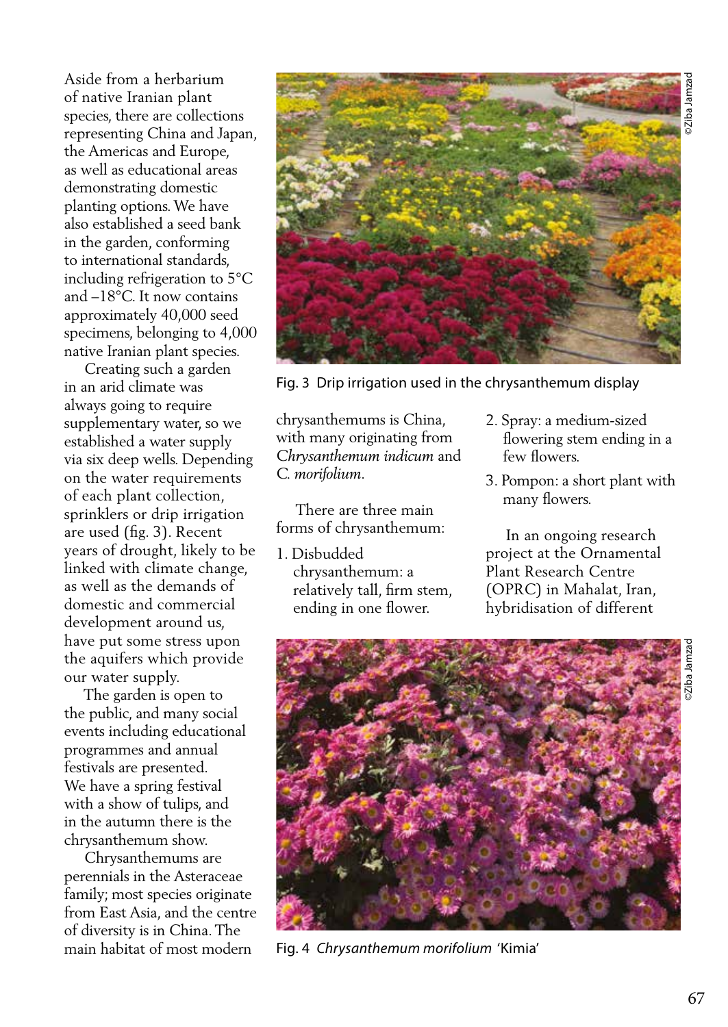Aside from a herbarium of native Iranian plant species, there are collections representing China and Japan, the Americas and Europe, as well as educational areas demonstrating domestic planting options. We have also established a seed bank in the garden, conforming to international standards, including refrigeration to 5°C and –18°C. It now contains approximately 40,000 seed specimens, belonging to 4,000 native Iranian plant species.

Creating such a garden in an arid climate was always going to require supplementary water, so we established a water supply via six deep wells. Depending on the water requirements of each plant collection, sprinklers or drip irrigation are used (fig. 3). Recent years of drought, likely to be linked with climate change, as well as the demands of domestic and commercial development around us, have put some stress upon the aquifers which provide our water supply.

The garden is open to the public, and many social events including educational programmes and annual festivals are presented. We have a spring festival with a show of tulips, and in the autumn there is the chrysanthemum show.

Chrysanthemums are perennials in the Asteraceae family; most species originate from East Asia, and the centre of diversity is in China. The main habitat of most modern chrysanthemums is China, with many originating from *Chrysanthemum indicum* and *C. morifolium*.

Fig. 3 Drip irrigation used in the chrysanthemum display

There are three main forms of chrysanthemum:

1. Disbudded chrysanthemum: a relatively tall, firm stem, ending in one flower.
2. Spray: a medium-sized flowering stem ending in a few flowers.
3. Pompon: a short plant with many flowers.

In an ongoing research project at the Ornamental Plant Research Centre (OPRC) in Mahalat, Iran, hybridisation of different

Fig. 4 *Chrysanthemum morifolium* 'Kimia'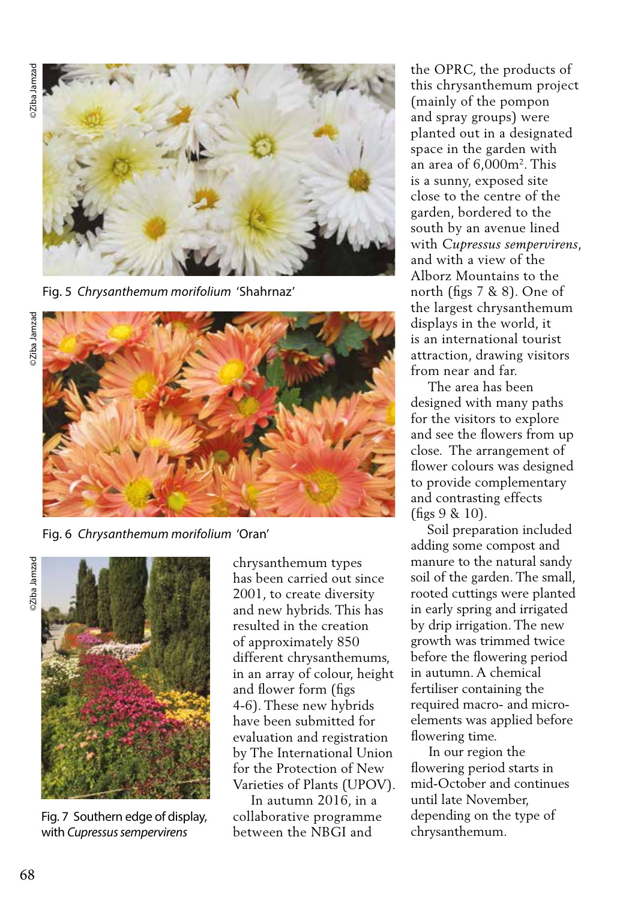Fig. 5 *Chrysanthemum morifolium* 'Shahrnaz'

Fig. 6 *Chrysanthemum morifolium* 'Oran'

Fig. 7 Southern edge of display, with *Cupressus sempervirens*

chrysanthemum types has been carried out since 2001, to create diversity and new hybrids. This has resulted in the creation of approximately 850 different chrysanthemums, in an array of colour, height and flower form (figs 4-6). These new hybrids have been submitted for evaluation and registration by The International Union for the Protection of New Varieties of Plants (UPOV).

In autumn 2016, in a collaborative programme between the NBGI and the OPRC, the products of this chrysanthemum project (mainly of the pompon and spray groups) were planted out in a designated space in the garden with an area of 6,000m$^2$. This is a sunny, exposed site close to the centre of the garden, bordered to the south by an avenue lined with *Cupressus sempervirens*, and with a view of the Alborz Mountains to the north (figs 7 & 8). One of the largest chrysanthemum displays in the world, it is an international tourist attraction, drawing visitors from near and far.

The area has been designed with many paths for the visitors to explore and see the flowers from up close. The arrangement of flower colours was designed to provide complementary and contrasting effects (figs 9 & 10).

Soil preparation included adding some compost and manure to the natural sandy soil of the garden. The small, rooted cuttings were planted in early spring and irrigated by drip irrigation. The new growth was trimmed twice before the flowering period in autumn. A chemical fertiliser containing the required macro- and micro-elements was applied before flowering time.

In our region the flowering period starts in mid-October and continues until late November, depending on the type of chrysanthemum.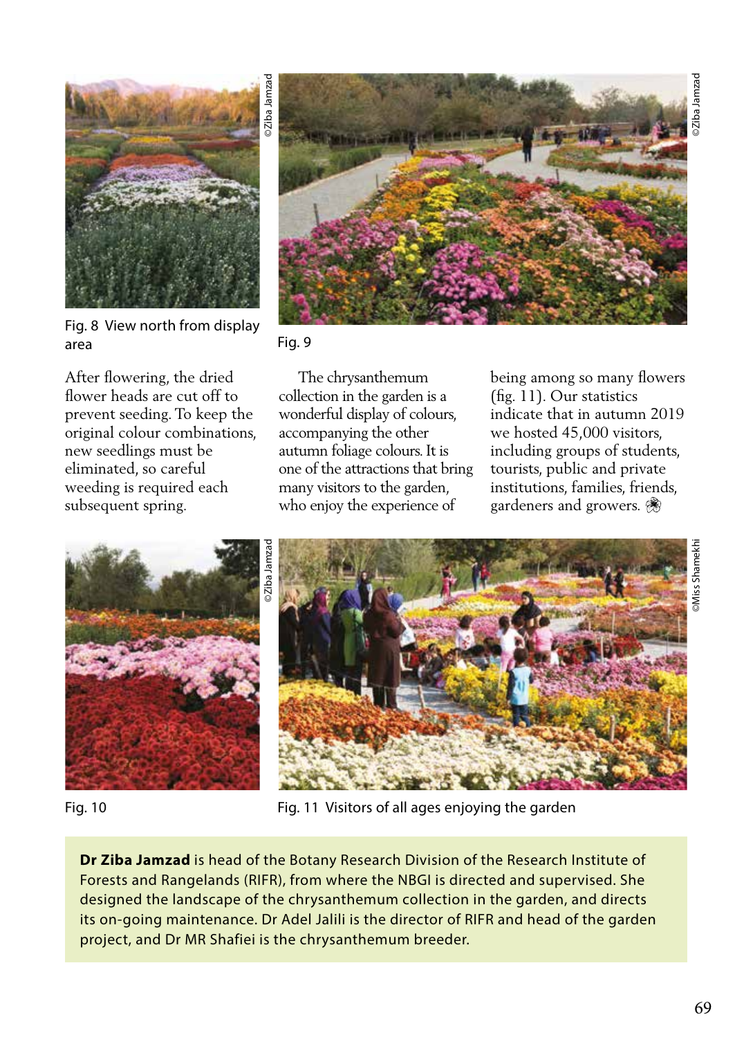Fig. 8 View north from display area

Fig. 9

After flowering, the dried flower heads are cut off to prevent seeding. To keep the original colour combinations, new seedlings must be eliminated, so careful weeding is required each subsequent spring.

The chrysanthemum collection in the garden is a wonderful display of colours, accompanying the other autumn foliage colours. It is one of the attractions that bring many visitors to the garden, who enjoy the experience of being among so many flowers (fig. 11). Our statistics indicate that in autumn 2019 we hosted 45,000 visitors, including groups of students, tourists, public and private institutions, families, friends, gardeners and growers.

Fig. 10

Fig. 11 Visitors of all ages enjoying the garden

**Dr Ziba Jamzad** is head of the Botany Research Division of the Research Institute of Forests and Rangelands (RIFR), from where the NBGI is directed and supervised. She designed the landscape of the chrysanthemum collection in the garden, and directs its on-going maintenance. Dr Adel Jalili is the director of RIFR and head of the garden project, and Dr MR Shafiei is the chrysanthemum breeder.